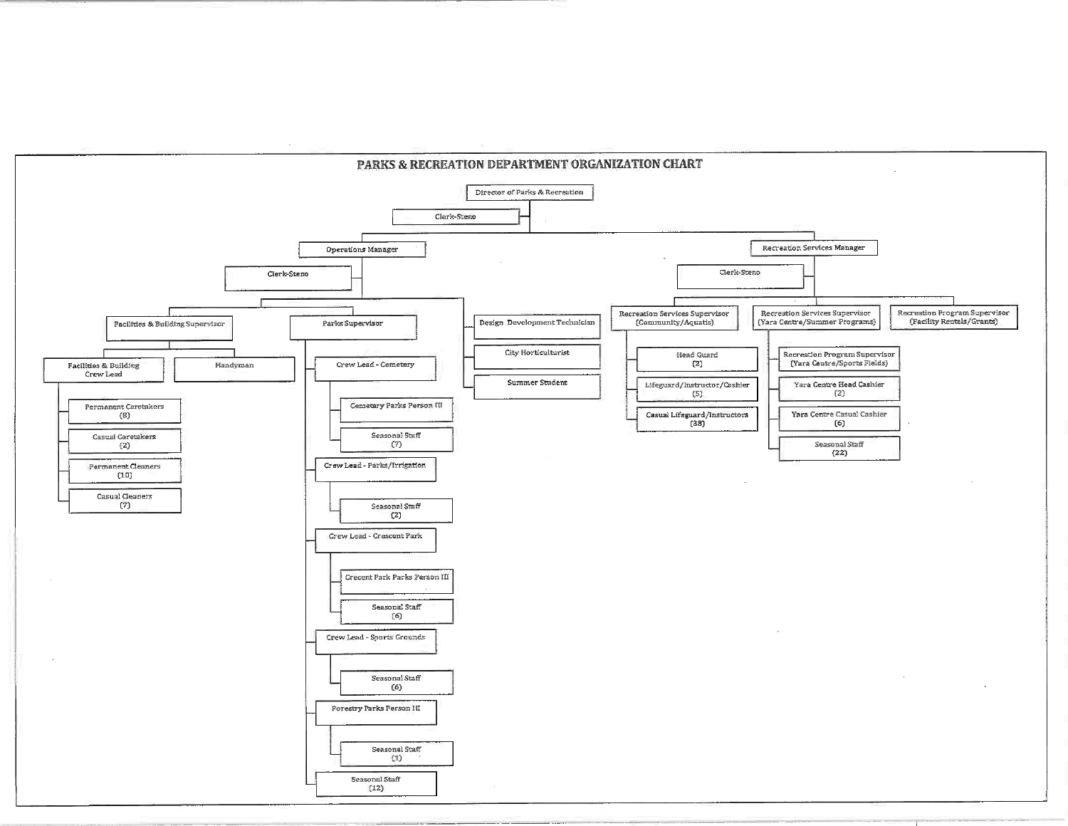# PARKS & RECREATION DEPARTMENT ORGANIZATION CHART

- Director of Parks & Recreation
  - Clerk-Steno
  - Operations Manager
    - Clerk-Steno
    - Facilities & Building Supervisor
      - Facilities & Building Crew Lead
        - Permanent Caretakers (8)
        - Casual Caretakers (2)
        - Permanent Cleaners (10)
        - Casual Cleaners (7)
      - Handyman
    - Parks Supervisor
      - Crew Lead - Cemetery
        - Cemetery Parks Person III
        - Seasonal Staff (7)
      - Crew Lead - Parks/Irrigation
        - Seasonal Staff (2)
      - Crew Lead - Crescent Park
        - Crecent Park Parks Person III
        - Seasonal Staff (6)
      - Crew Lead - Sports Grounds
        - Seasonal Staff (6)
      - Forestry Parks Person III
        - Seasonal Staff (1)
      - Seasonal Staff (12)
    - Design Development Technician
    - City Horticulturist
    - Summer Student
  - Recreation Services Manager
    - Clerk-Steno
    - Recreation Services Supervisor (Community/Aquatis)
      - Head Guard (2)
      - Lifeguard/Instructor/Cashier (5)
      - Casual Lifeguard/Instructors (38)
    - Recreation Services Supervisor (Yara Centre/Summer Programs)
      - Recreation Program Supervisor (Yara Centre/Sports Fields)
      - Yara Centre Head Cashier (2)
      - Yara Centre Casual Cashier (6)
      - Seasonal Staff (22)
    - Recreation Program Supervisor (Facility Rentals/Grants)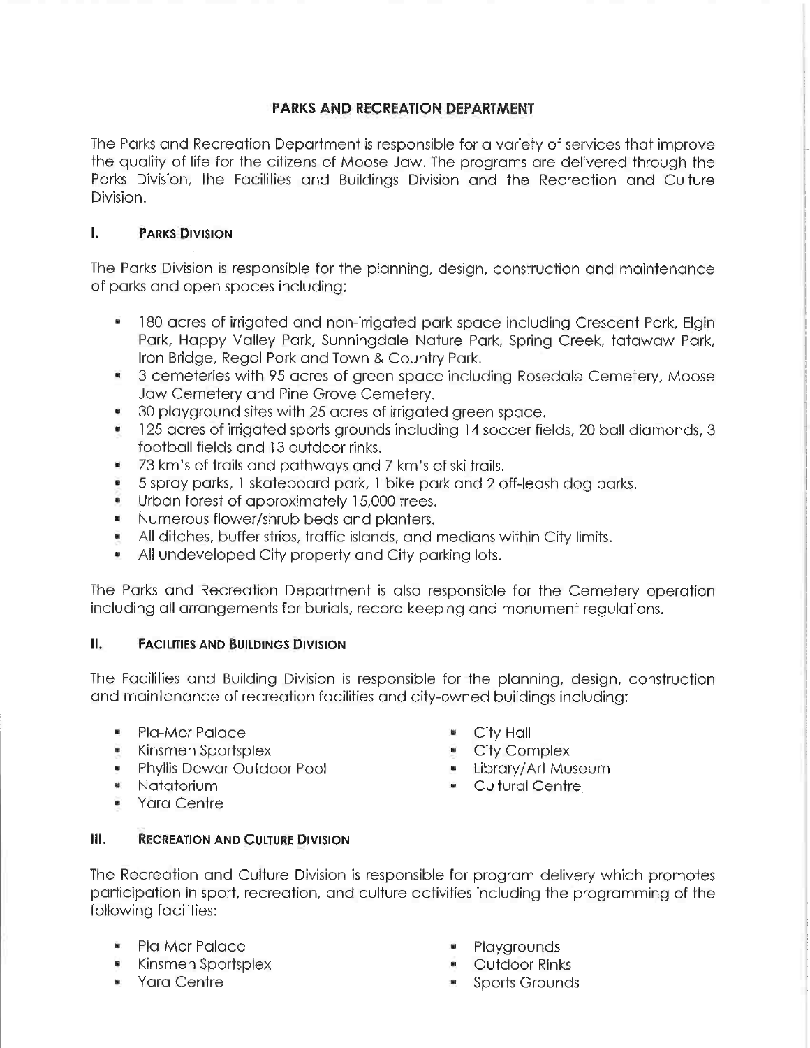# PARKS AND RECREATION DEPARTMENT

The Parks and Recreation Department is responsible for a variety of services that improve the quality of life for the citizens of Moose Jaw. The programs are delivered through the Parks Division, the Facilities and Buildings Division and the Recreation and Culture Division.

## I. PARKS DIVISION

The Parks Division is responsible for the planning, design, construction and maintenance of parks and open spaces including:

- 180 acres of irrigated and non-irrigated park space including Crescent Park, Elgin Park, Happy Valley Park, Sunningdale Nature Park, Spring Creek, tatawaw Park, Iron Bridge, Regal Park and Town & Country Park.
- 3 cemeteries with 95 acres of green space including Rosedale Cemetery, Moose Jaw Cemetery and Pine Grove Cemetery.
- 30 playground sites with 25 acres of irrigated green space.
- 125 acres of irrigated sports grounds including 14 soccer fields, 20 ball diamonds, 3 football fields and 13 outdoor rinks.
- 73 km's of trails and pathways and 7 km's of ski trails.
- 5 spray parks, 1 skateboard park, 1 bike park and 2 off-leash dog parks.
- Urban forest of approximately 15,000 trees.
- Numerous flower/shrub beds and planters.
- All ditches, buffer strips, traffic islands, and medians within City limits.
- All undeveloped City property and City parking lots.

The Parks and Recreation Department is also responsible for the Cemetery operation including all arrangements for burials, record keeping and monument regulations.

## II. FACILITIES AND BUILDINGS DIVISION

The Facilities and Building Division is responsible for the planning, design, construction and maintenance of recreation facilities and city-owned buildings including:

- Pla-Mor Palace
- Kinsmen Sportsplex
- Phyllis Dewar Outdoor Pool
- Natatorium
- Yara Centre
- City Hall
- City Complex
- Library/Art Museum
- Cultural Centre

## III. RECREATION AND CULTURE DIVISION

The Recreation and Culture Division is responsible for program delivery which promotes participation in sport, recreation, and culture activities including the programming of the following facilities:

- Pla-Mor Palace
- Kinsmen Sportsplex
- Yara Centre
- Playgrounds
- Outdoor Rinks
- Sports Grounds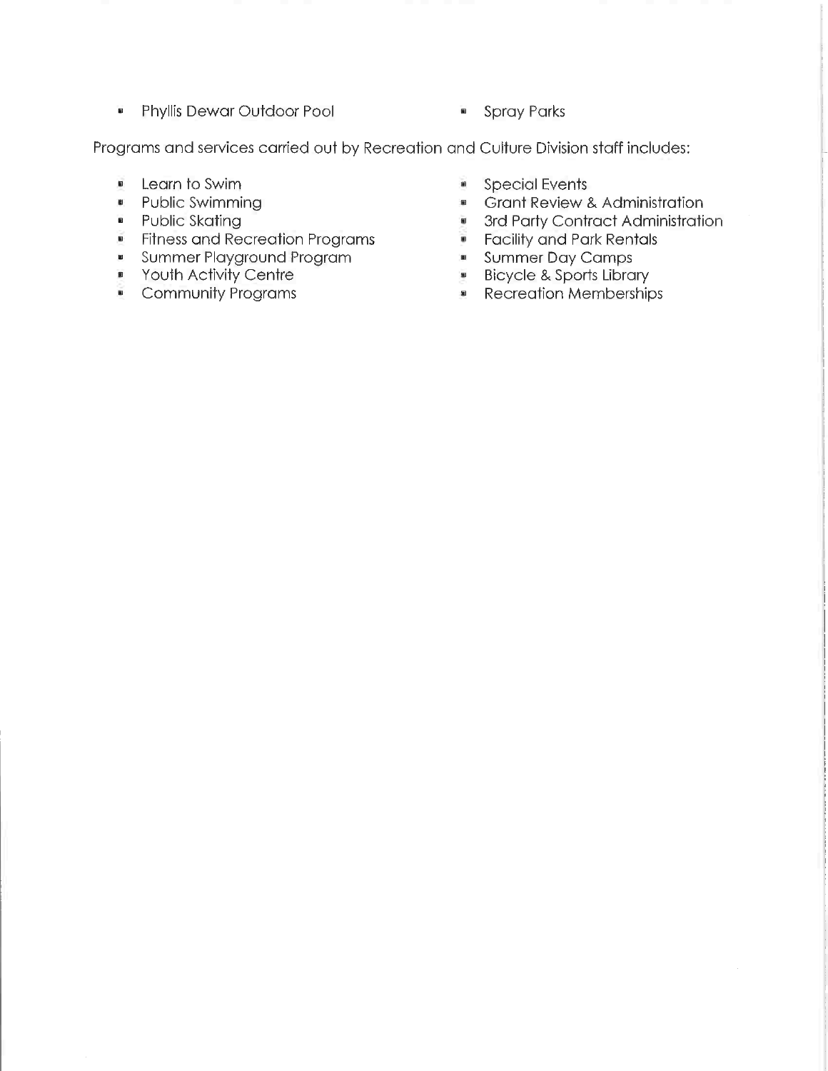- Phyllis Dewar Outdoor Pool
- Spray Parks

Programs and services carried out by Recreation and Culture Division staff includes:

- Learn to Swim
- Public Swimming
- Public Skating
- Fitness and Recreation Programs
- Summer Playground Program
- Youth Activity Centre
- Community Programs
- Special Events
- Grant Review & Administration
- 3rd Party Contract Administration
- Facility and Park Rentals
- Summer Day Camps
- Bicycle & Sports Library
- Recreation Memberships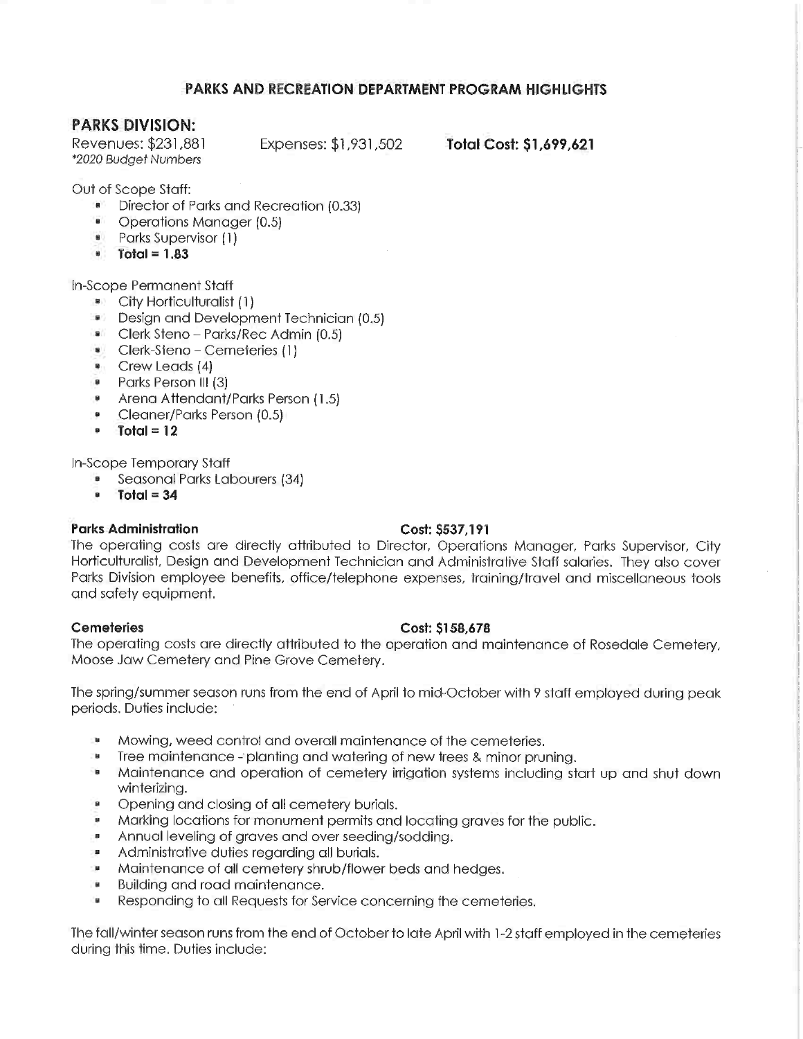# PARKS AND RECREATION DEPARTMENT PROGRAM HIGHLIGHTS

## PARKS DIVISION:

Revenues: $231,881 Expenses: $1,931,502 **Total Cost: $1,699,621**
*\*2020 Budget Numbers*

Out of Scope Staff:

- Director of Parks and Recreation (0.33)
- Operations Manager (0.5)
- Parks Supervisor (1)
- **Total = 1.83**

In-Scope Permanent Staff

- City Horticulturalist (1)
- Design and Development Technician (0.5)
- Clerk Steno – Parks/Rec Admin (0.5)
- Clerk-Steno – Cemeteries (1)
- Crew Leads (4)
- Parks Person III (3)
- Arena Attendant/Parks Person (1.5)
- Cleaner/Parks Person (0.5)
- **Total = 12**

In-Scope Temporary Staff

- Seasonal Parks Labourers (34)
- **Total = 34**

**Parks Administration** **Cost: $537,191**

The operating costs are directly attributed to Director, Operations Manager, Parks Supervisor, City Horticulturalist, Design and Development Technician and Administrative Staff salaries. They also cover Parks Division employee benefits, office/telephone expenses, training/travel and miscellaneous tools and safety equipment.

**Cemeteries** **Cost: $158,678**

The operating costs are directly attributed to the operation and maintenance of Rosedale Cemetery, Moose Jaw Cemetery and Pine Grove Cemetery.

The spring/summer season runs from the end of April to mid-October with 9 staff employed during peak periods. Duties include:

- Mowing, weed control and overall maintenance of the cemeteries.
- Tree maintenance - planting and watering of new trees & minor pruning.
- Maintenance and operation of cemetery irrigation systems including start up and shut down winterizing.
- Opening and closing of all cemetery burials.
- Marking locations for monument permits and locating graves for the public.
- Annual leveling of graves and over seeding/sodding.
- Administrative duties regarding all burials.
- Maintenance of all cemetery shrub/flower beds and hedges.
- Building and road maintenance.
- Responding to all Requests for Service concerning the cemeteries.

The fall/winter season runs from the end of October to late April with 1-2 staff employed in the cemeteries during this time. Duties include: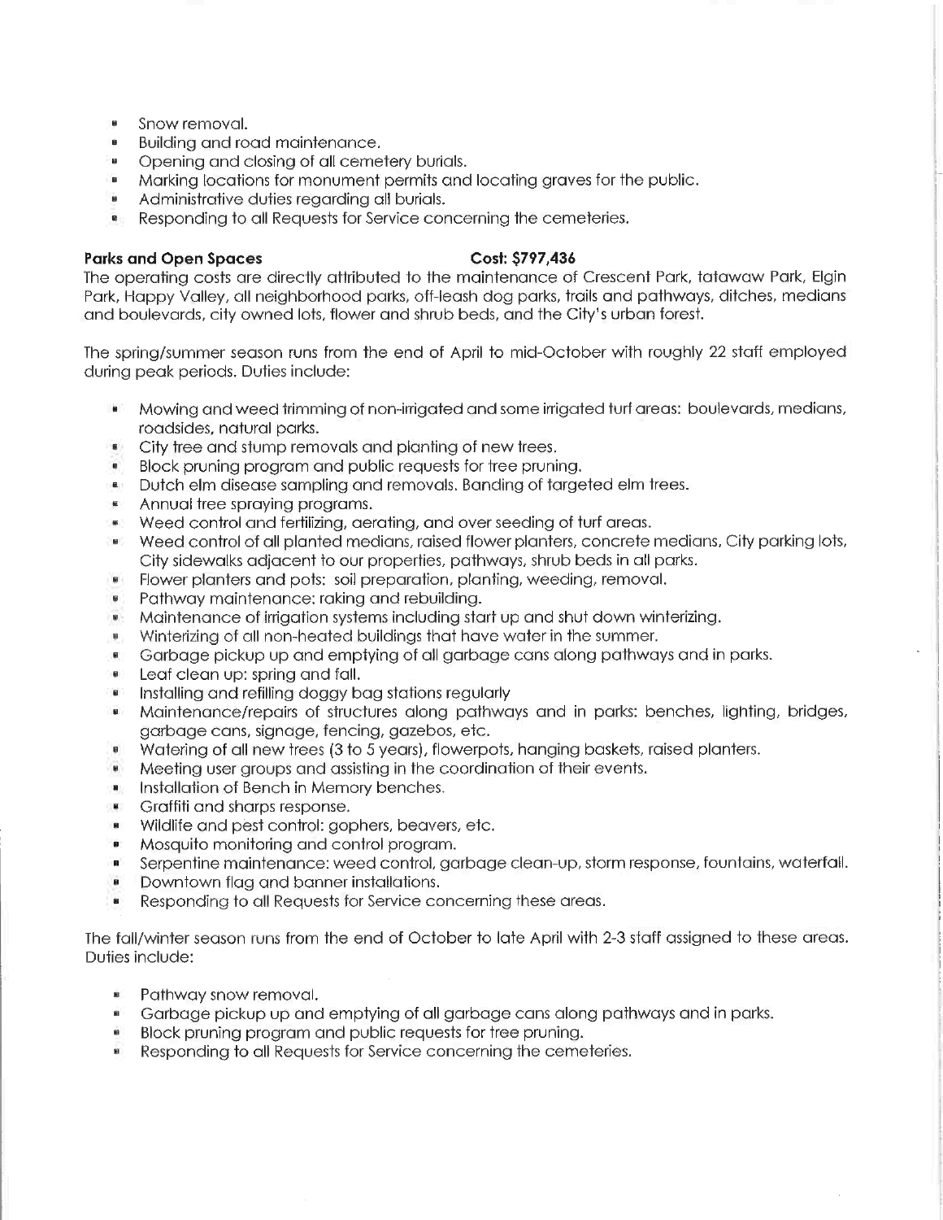- Snow removal.
- Building and road maintenance.
- Opening and closing of all cemetery burials.
- Marking locations for monument permits and locating graves for the public.
- Administrative duties regarding all burials.
- Responding to all Requests for Service concerning the cemeteries.

**Parks and Open Spaces** **Cost: $797,436**

The operating costs are directly attributed to the maintenance of Crescent Park, tatawaw Park, Elgin Park, Happy Valley, all neighborhood parks, off-leash dog parks, trails and pathways, ditches, medians and boulevards, city owned lots, flower and shrub beds, and the City's urban forest.

The spring/summer season runs from the end of April to mid-October with roughly 22 staff employed during peak periods. Duties include:

- Mowing and weed trimming of non-irrigated and some irrigated turf areas: boulevards, medians, roadsides, natural parks.
- City tree and stump removals and planting of new trees.
- Block pruning program and public requests for tree pruning.
- Dutch elm disease sampling and removals. Banding of targeted elm trees.
- Annual tree spraying programs.
- Weed control and fertilizing, aerating, and over seeding of turf areas.
- Weed control of all planted medians, raised flower planters, concrete medians, City parking lots, City sidewalks adjacent to our properties, pathways, shrub beds in all parks.
- Flower planters and pots: soil preparation, planting, weeding, removal.
- Pathway maintenance: raking and rebuilding.
- Maintenance of irrigation systems including start up and shut down winterizing.
- Winterizing of all non-heated buildings that have water in the summer.
- Garbage pickup up and emptying of all garbage cans along pathways and in parks.
- Leaf clean up: spring and fall.
- Installing and refilling doggy bag stations regularly
- Maintenance/repairs of structures along pathways and in parks: benches, lighting, bridges, garbage cans, signage, fencing, gazebos, etc.
- Watering of all new trees (3 to 5 years), flowerpots, hanging baskets, raised planters.
- Meeting user groups and assisting in the coordination of their events.
- Installation of Bench in Memory benches.
- Graffiti and sharps response.
- Wildlife and pest control: gophers, beavers, etc.
- Mosquito monitoring and control program.
- Serpentine maintenance: weed control, garbage clean-up, storm response, fountains, waterfall.
- Downtown flag and banner installations.
- Responding to all Requests for Service concerning these areas.

The fall/winter season runs from the end of October to late April with 2-3 staff assigned to these areas. Duties include:

- Pathway snow removal.
- Garbage pickup up and emptying of all garbage cans along pathways and in parks.
- Block pruning program and public requests for tree pruning.
- Responding to all Requests for Service concerning the cemeteries.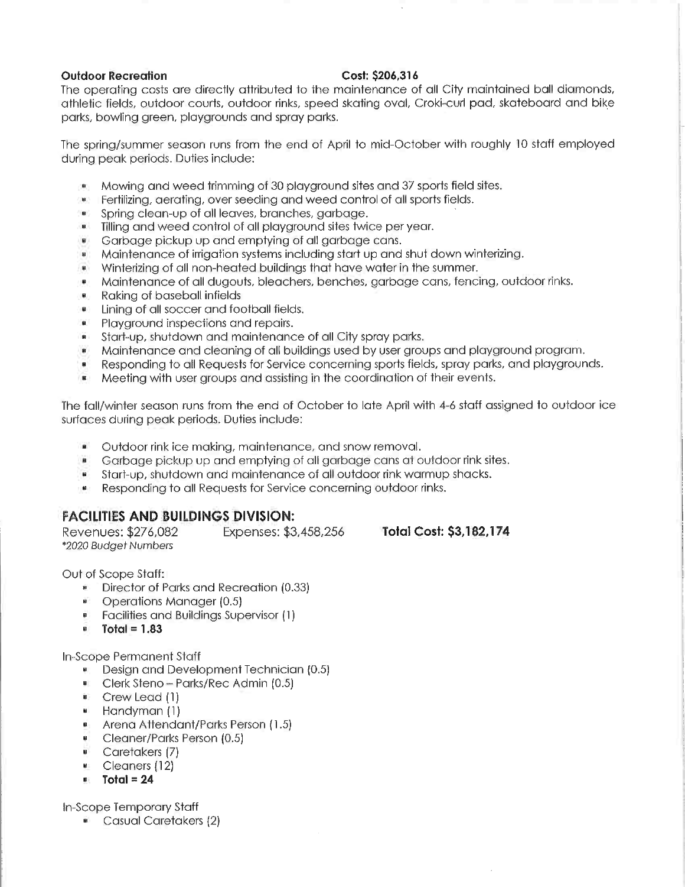**Outdoor Recreation** **Cost: $206,316**

The operating costs are directly attributed to the maintenance of all City maintained ball diamonds, athletic fields, outdoor courts, outdoor rinks, speed skating oval, Croki-curl pad, skateboard and bike parks, bowling green, playgrounds and spray parks.

The spring/summer season runs from the end of April to mid-October with roughly 10 staff employed during peak periods. Duties include:

- Mowing and weed trimming of 30 playground sites and 37 sports field sites.
- Fertilizing, aerating, over seeding and weed control of all sports fields.
- Spring clean-up of all leaves, branches, garbage.
- Tilling and weed control of all playground sites twice per year.
- Garbage pickup up and emptying of all garbage cans.
- Maintenance of irrigation systems including start up and shut down winterizing.
- Winterizing of all non-heated buildings that have water in the summer.
- Maintenance of all dugouts, bleachers, benches, garbage cans, fencing, outdoor rinks.
- Raking of baseball infields
- Lining of all soccer and football fields.
- Playground inspections and repairs.
- Start-up, shutdown and maintenance of all City spray parks.
- Maintenance and cleaning of all buildings used by user groups and playground program.
- Responding to all Requests for Service concerning sports fields, spray parks, and playgrounds.
- Meeting with user groups and assisting in the coordination of their events.

The fall/winter season runs from the end of October to late April with 4-6 staff assigned to outdoor ice surfaces during peak periods. Duties include:

- Outdoor rink ice making, maintenance, and snow removal.
- Garbage pickup up and emptying of all garbage cans at outdoor rink sites.
- Start-up, shutdown and maintenance of all outdoor rink warmup shacks.
- Responding to all Requests for Service concerning outdoor rinks.

## FACILITIES AND BUILDINGS DIVISION:

Revenues: $276,082 Expenses: $3,458,256 **Total Cost: $3,182,174**

*\*2020 Budget Numbers*

Out of Scope Staff:

- Director of Parks and Recreation (0.33)
- Operations Manager (0.5)
- Facilities and Buildings Supervisor (1)
- **Total = 1.83**

In-Scope Permanent Staff

- Design and Development Technician (0.5)
- Clerk Steno – Parks/Rec Admin (0.5)
- Crew Lead (1)
- Handyman (1)
- Arena Attendant/Parks Person (1.5)
- Cleaner/Parks Person (0.5)
- Caretakers (7)
- Cleaners (12)
- **Total = 24**

In-Scope Temporary Staff

- Casual Caretakers (2)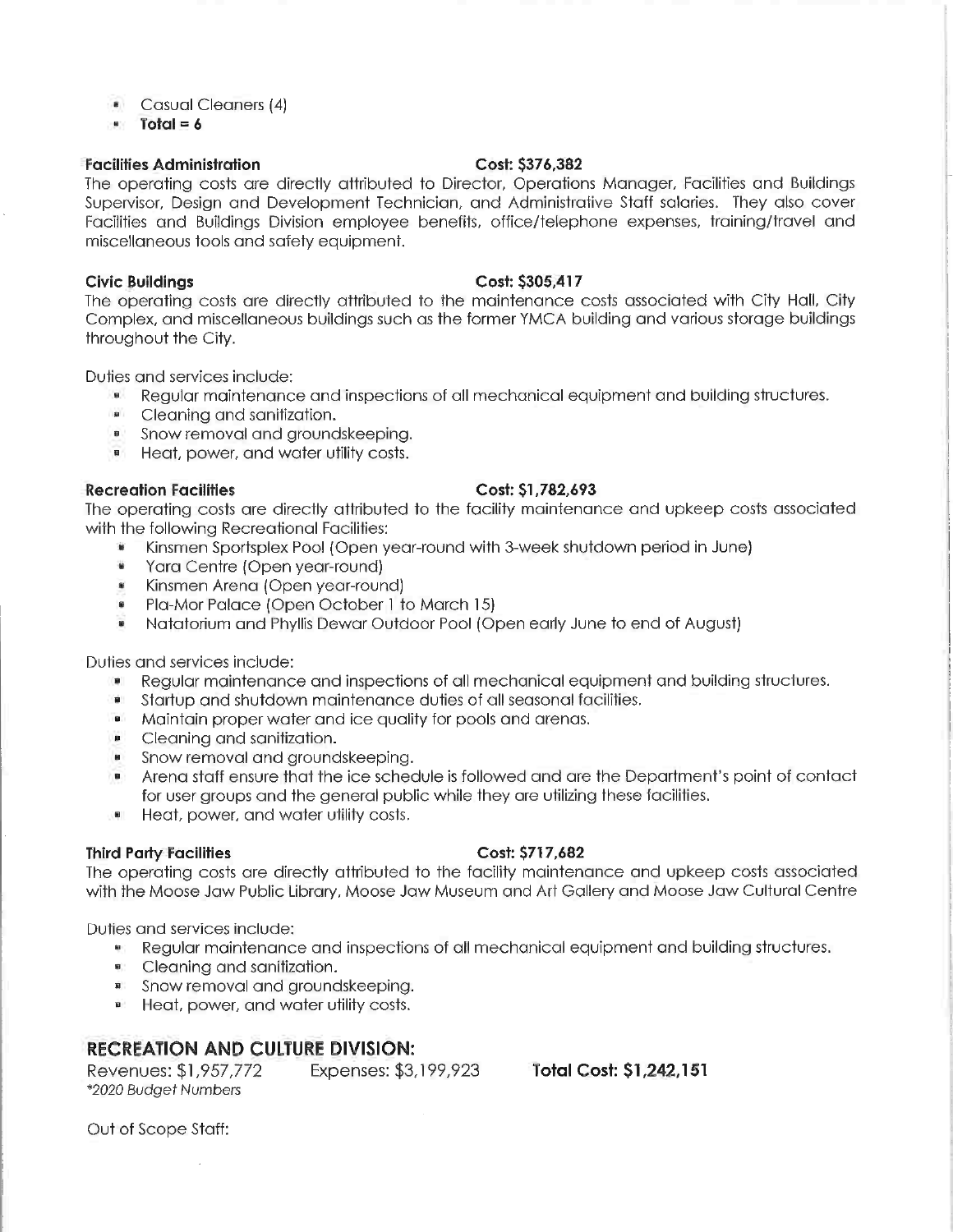- Casual Cleaners (4)
- **Total = 6**

**Facilities Administration** **Cost: $376,382**

The operating costs are directly attributed to Director, Operations Manager, Facilities and Buildings Supervisor, Design and Development Technician, and Administrative Staff salaries. They also cover Facilities and Buildings Division employee benefits, office/telephone expenses, training/travel and miscellaneous tools and safety equipment.

**Civic Buildings** **Cost: $305,417**

The operating costs are directly attributed to the maintenance costs associated with City Hall, City Complex, and miscellaneous buildings such as the former YMCA building and various storage buildings throughout the City.

Duties and services include:

- Regular maintenance and inspections of all mechanical equipment and building structures.
- Cleaning and sanitization.
- Snow removal and groundskeeping.
- Heat, power, and water utility costs.

**Recreation Facilities** **Cost: $1,782,693**

The operating costs are directly attributed to the facility maintenance and upkeep costs associated with the following Recreational Facilities:

- Kinsmen Sportsplex Pool (Open year-round with 3-week shutdown period in June)
- Yara Centre (Open year-round)
- Kinsmen Arena (Open year-round)
- Pla-Mor Palace (Open October 1 to March 15)
- Natatorium and Phyllis Dewar Outdoor Pool (Open early June to end of August)

Duties and services include:

- Regular maintenance and inspections of all mechanical equipment and building structures.
- Startup and shutdown maintenance duties of all seasonal facilities.
- Maintain proper water and ice quality for pools and arenas.
- Cleaning and sanitization.
- Snow removal and groundskeeping.
- Arena staff ensure that the ice schedule is followed and are the Department's point of contact for user groups and the general public while they are utilizing these facilities.
- Heat, power, and water utility costs.

**Third Party Facilities** **Cost: $717,682**

The operating costs are directly attributed to the facility maintenance and upkeep costs associated with the Moose Jaw Public Library, Moose Jaw Museum and Art Gallery and Moose Jaw Cultural Centre

Duties and services include:

- Regular maintenance and inspections of all mechanical equipment and building structures.
- Cleaning and sanitization.
- Snow removal and groundskeeping.
- Heat, power, and water utility costs.

## RECREATION AND CULTURE DIVISION:

Revenues: $1,957,772 Expenses: $3,199,923 **Total Cost: $1,242,151**

*\*2020 Budget Numbers*

Out of Scope Staff: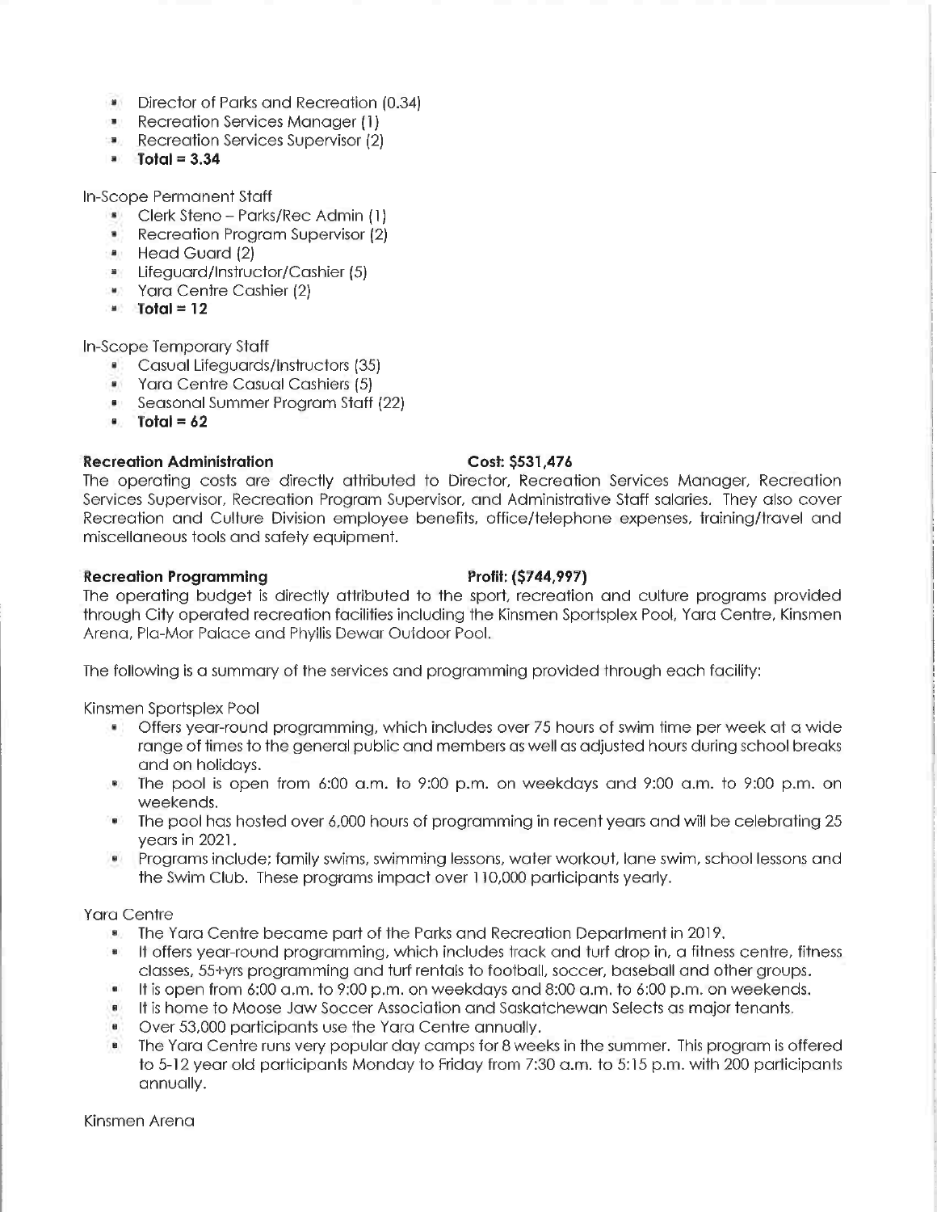- Director of Parks and Recreation (0.34)
- Recreation Services Manager (1)
- Recreation Services Supervisor (2)
- **Total = 3.34**

In-Scope Permanent Staff

- Clerk Steno – Parks/Rec Admin (1)
- Recreation Program Supervisor (2)
- Head Guard (2)
- Lifeguard/Instructor/Cashier (5)
- Yara Centre Cashier (2)
- **Total = 12**

In-Scope Temporary Staff

- Casual Lifeguards/Instructors (35)
- Yara Centre Casual Cashiers (5)
- Seasonal Summer Program Staff (22)
- **Total = 62**

**Recreation Administration** **Cost: $531,476**

The operating costs are directly attributed to Director, Recreation Services Manager, Recreation Services Supervisor, Recreation Program Supervisor, and Administrative Staff salaries. They also cover Recreation and Culture Division employee benefits, office/telephone expenses, training/travel and miscellaneous tools and safety equipment.

**Recreation Programming** **Profit: ($744,997)**

The operating budget is directly attributed to the sport, recreation and culture programs provided through City operated recreation facilities including the Kinsmen Sportsplex Pool, Yara Centre, Kinsmen Arena, Pla-Mor Palace and Phyllis Dewar Outdoor Pool.

The following is a summary of the services and programming provided through each facility:

Kinsmen Sportsplex Pool

- Offers year-round programming, which includes over 75 hours of swim time per week at a wide range of times to the general public and members as well as adjusted hours during school breaks and on holidays.
- The pool is open from 6:00 a.m. to 9:00 p.m. on weekdays and 9:00 a.m. to 9:00 p.m. on weekends.
- The pool has hosted over 6,000 hours of programming in recent years and will be celebrating 25 years in 2021.
- Programs include; family swims, swimming lessons, water workout, lane swim, school lessons and the Swim Club. These programs impact over 110,000 participants yearly.

Yara Centre

- The Yara Centre became part of the Parks and Recreation Department in 2019.
- It offers year-round programming, which includes track and turf drop in, a fitness centre, fitness classes, 55+yrs programming and turf rentals to football, soccer, baseball and other groups.
- It is open from 6:00 a.m. to 9:00 p.m. on weekdays and 8:00 a.m. to 6:00 p.m. on weekends.
- It is home to Moose Jaw Soccer Association and Saskatchewan Selects as major tenants.
- Over 53,000 participants use the Yara Centre annually.
- The Yara Centre runs very popular day camps for 8 weeks in the summer. This program is offered to 5-12 year old participants Monday to Friday from 7:30 a.m. to 5:15 p.m. with 200 participants annually.

Kinsmen Arena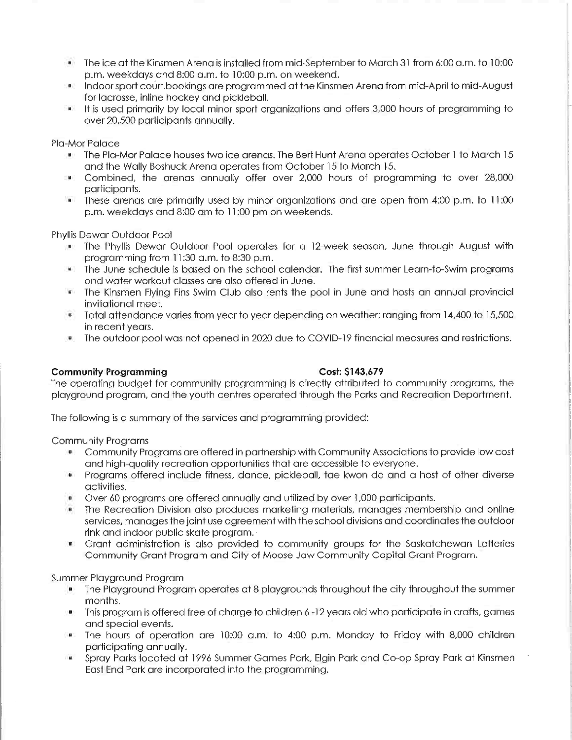- The ice at the Kinsmen Arena is installed from mid-September to March 31 from 6:00 a.m. to 10:00 p.m. weekdays and 8:00 a.m. to 10:00 p.m. on weekend.
- Indoor sport court bookings are programmed at the Kinsmen Arena from mid-April to mid-August for lacrosse, inline hockey and pickleball.
- It is used primarily by local minor sport organizations and offers 3,000 hours of programming to over 20,500 participants annually.

Pla-Mor Palace

- The Pla-Mor Palace houses two ice arenas. The Bert Hunt Arena operates October 1 to March 15 and the Wally Boshuck Arena operates from October 15 to March 15.
- Combined, the arenas annually offer over 2,000 hours of programming to over 28,000 participants.
- These arenas are primarily used by minor organizations and are open from 4:00 p.m. to 11:00 p.m. weekdays and 8:00 am to 11:00 pm on weekends.

Phyllis Dewar Outdoor Pool

- The Phyllis Dewar Outdoor Pool operates for a 12-week season, June through August with programming from 11:30 a.m. to 8:30 p.m.
- The June schedule is based on the school calendar. The first summer Learn-to-Swim programs and water workout classes are also offered in June.
- The Kinsmen Flying Fins Swim Club also rents the pool in June and hosts an annual provincial invitational meet.
- Total attendance varies from year to year depending on weather; ranging from 14,400 to 15,500 in recent years.
- The outdoor pool was not opened in 2020 due to COVID-19 financial measures and restrictions.

**Community Programming** **Cost: $143,679**

The operating budget for community programming is directly attributed to community programs, the playground program, and the youth centres operated through the Parks and Recreation Department.

The following is a summary of the services and programming provided:

Community Programs

- Community Programs are offered in partnership with Community Associations to provide low cost and high-quality recreation opportunities that are accessible to everyone.
- Programs offered include fitness, dance, pickleball, tae kwon do and a host of other diverse activities.
- Over 60 programs are offered annually and utilized by over 1,000 participants.
- The Recreation Division also produces marketing materials, manages membership and online services, manages the joint use agreement with the school divisions and coordinates the outdoor rink and indoor public skate program.
- Grant administration is also provided to community groups for the Saskatchewan Lotteries Community Grant Program and City of Moose Jaw Community Capital Grant Program.

Summer Playground Program

- The Playground Program operates at 8 playgrounds throughout the city throughout the summer months.
- This program is offered free of charge to children 6-12 years old who participate in crafts, games and special events.
- The hours of operation are 10:00 a.m. to 4:00 p.m. Monday to Friday with 8,000 children participating annually.
- Spray Parks located at 1996 Summer Games Park, Elgin Park and Co-op Spray Park at Kinsmen East End Park are incorporated into the programming.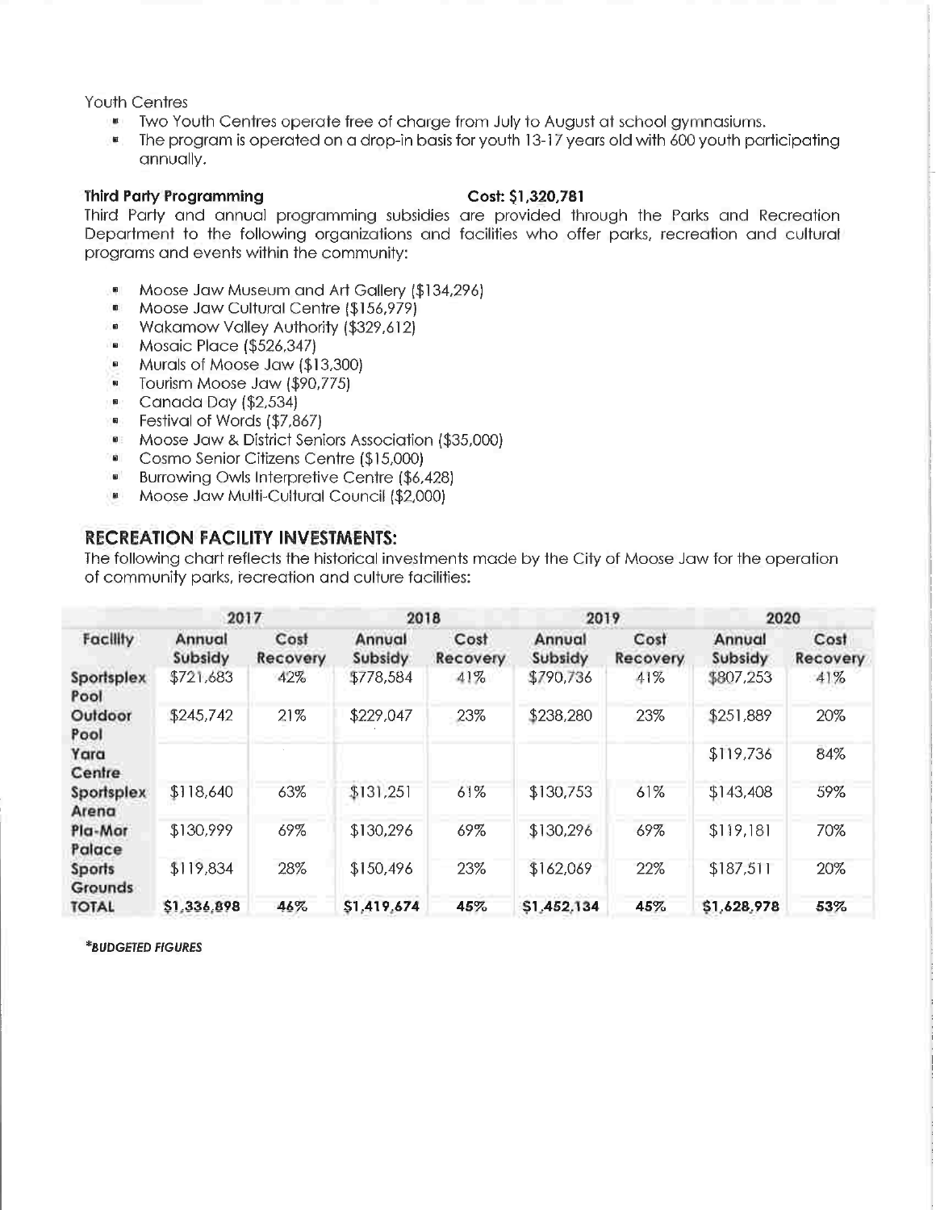Youth Centres

- Two Youth Centres operate free of charge from July to August at school gymnasiums.
- The program is operated on a drop-in basis for youth 13-17 years old with 600 youth participating annually.

**Third Party Programming** **Cost: $1,320,781**

Third Party and annual programming subsidies are provided through the Parks and Recreation Department to the following organizations and facilities who offer parks, recreation and cultural programs and events within the community:

- Moose Jaw Museum and Art Gallery ($134,296)
- Moose Jaw Cultural Centre ($156,979)
- Wakamow Valley Authority ($329,612)
- Mosaic Place ($526,347)
- Murals of Moose Jaw ($13,300)
- Tourism Moose Jaw ($90,775)
- Canada Day ($2,534)
- Festival of Words ($7,867)
- Moose Jaw & District Seniors Association ($35,000)
- Cosmo Senior Citizens Centre ($15,000)
- Burrowing Owls Interpretive Centre ($6,428)
- Moose Jaw Multi-Cultural Council ($2,000)

## RECREATION FACILITY INVESTMENTS:

The following chart reflects the historical investments made by the City of Moose Jaw for the operation of community parks, recreation and culture facilities:

| | 2017 | | 2018 | | 2019 | | 2020 | |
|---|---|---|---|---|---|---|---|---|
| **Facility** | **Annual Subsidy** | **Cost Recovery** | **Annual Subsidy** | **Cost Recovery** | **Annual Subsidy** | **Cost Recovery** | **Annual Subsidy** | **Cost Recovery** |
| **Sportsplex Pool** | $721,683 | 42% | $778,584 | 41% | $790,736 | 41% | $807,253 | 41% |
| **Outdoor Pool** | $245,742 | 21% | $229,047 | 23% | $238,280 | 23% | $251,889 | 20% |
| **Yara Centre** | | | | | | | $119,736 | 84% |
| **Sportsplex Arena** | $118,640 | 63% | $131,251 | 61% | $130,753 | 61% | $143,408 | 59% |
| **Pla-Mor Palace** | $130,999 | 69% | $130,296 | 69% | $130,296 | 69% | $119,181 | 70% |
| **Sports Grounds** | $119,834 | 28% | $150,496 | 23% | $162,069 | 22% | $187,511 | 20% |
| **TOTAL** | **$1,336,898** | **46%** | **$1,419,674** | **45%** | **$1,452,134** | **45%** | **$1,628,978** | **53%** |

***BUDGETED FIGURES**